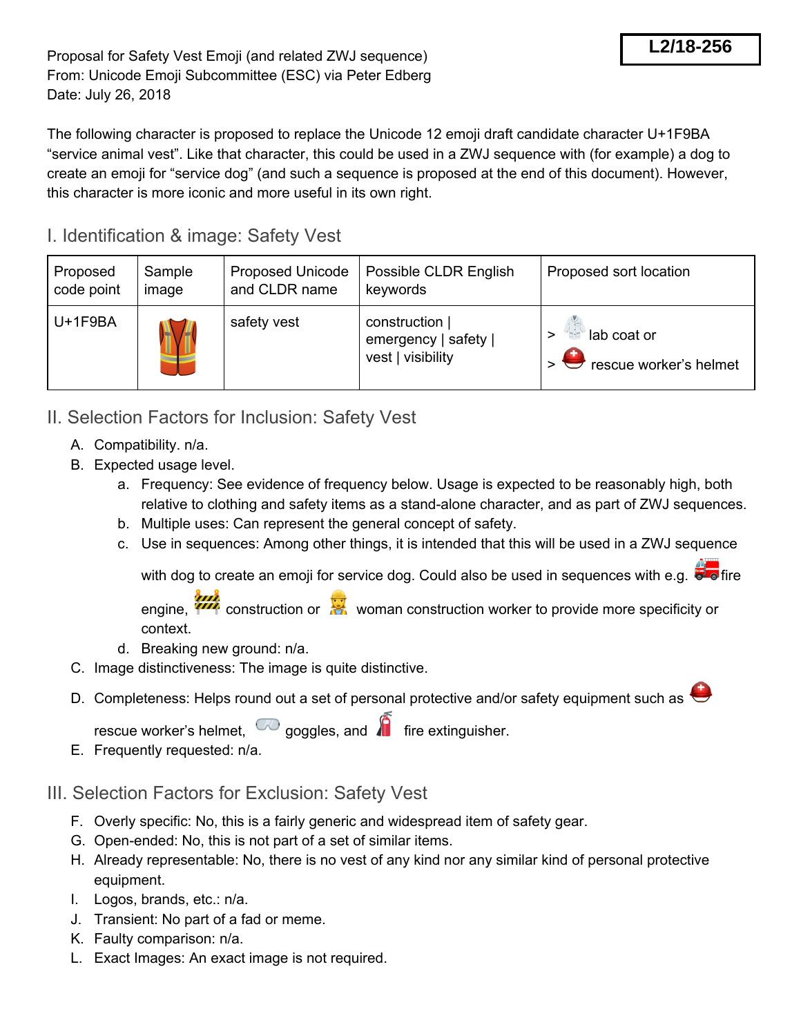**L2/18-256**

Proposal for Safety Vest Emoji (and related ZWJ sequence)
From: Unicode Emoji Subcommittee (ESC) via Peter Edberg
Date: July 26, 2018

The following character is proposed to replace the Unicode 12 emoji draft candidate character U+1F9BA "service animal vest". Like that character, this could be used in a ZWJ sequence with (for example) a dog to create an emoji for "service dog" (and such a sequence is proposed at the end of this document). However, this character is more iconic and more useful in its own right.

## I. Identification & image: Safety Vest

| Proposed code point | Sample image | Proposed Unicode and CLDR name | Possible CLDR English keywords | Proposed sort location |
|---|---|---|---|---|
| U+1F9BA | | safety vest | construction \| emergency \| safety \| vest \| visibility | > lab coat or<br>> rescue worker's helmet |

## II. Selection Factors for Inclusion: Safety Vest

A. Compatibility. n/a.
B. Expected usage level.
   a. Frequency: See evidence of frequency below. Usage is expected to be reasonably high, both relative to clothing and safety items as a stand-alone character, and as part of ZWJ sequences.
   b. Multiple uses: Can represent the general concept of safety.
   c. Use in sequences: Among other things, it is intended that this will be used in a ZWJ sequence with dog to create an emoji for service dog. Could also be used in sequences with e.g. fire engine, construction or woman construction worker to provide more specificity or context.
   d. Breaking new ground: n/a.
C. Image distinctiveness: The image is quite distinctive.
D. Completeness: Helps round out a set of personal protective and/or safety equipment such as rescue worker's helmet, goggles, and fire extinguisher.
E. Frequently requested: n/a.

## III. Selection Factors for Exclusion: Safety Vest

F. Overly specific: No, this is a fairly generic and widespread item of safety gear.
G. Open-ended: No, this is not part of a set of similar items.
H. Already representable: No, there is no vest of any kind nor any similar kind of personal protective equipment.
I. Logos, brands, etc.: n/a.
J. Transient: No part of a fad or meme.
K. Faulty comparison: n/a.
L. Exact Images: An exact image is not required.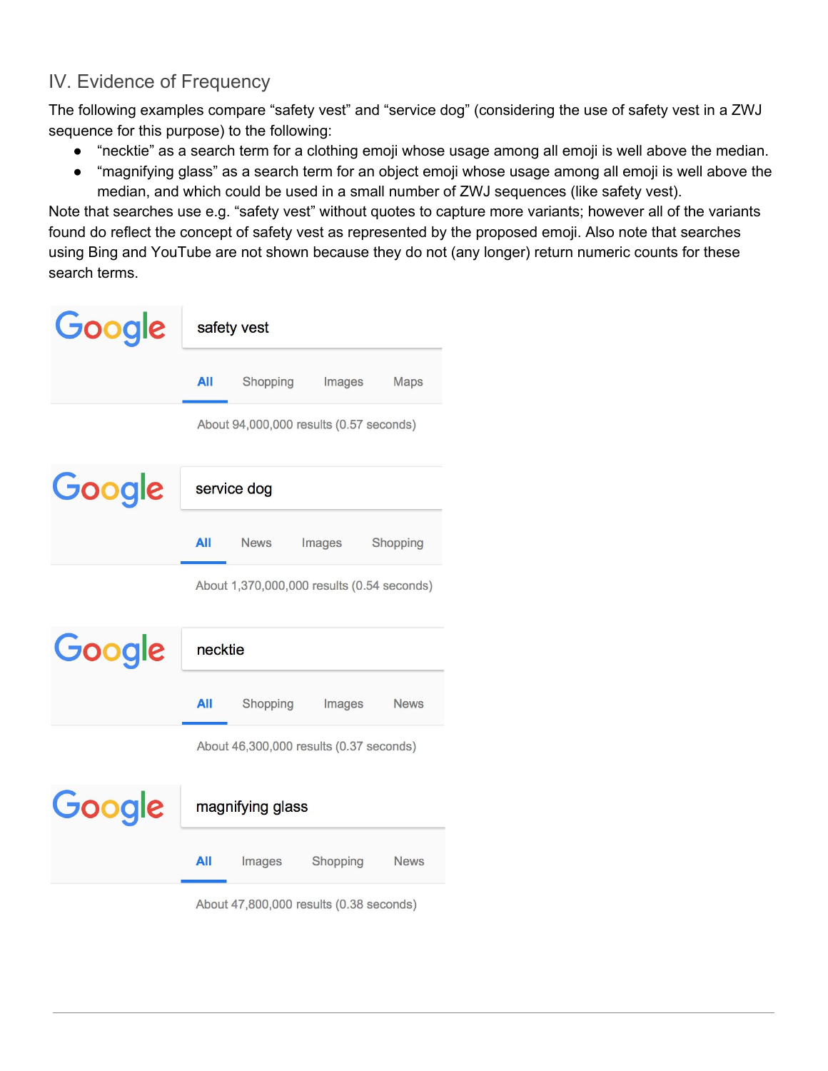## IV. Evidence of Frequency

The following examples compare "safety vest" and "service dog" (considering the use of safety vest in a ZWJ sequence for this purpose) to the following:

- "necktie" as a search term for a clothing emoji whose usage among all emoji is well above the median.
- "magnifying glass" as a search term for an object emoji whose usage among all emoji is well above the median, and which could be used in a small number of ZWJ sequences (like safety vest).

Note that searches use e.g. "safety vest" without quotes to capture more variants; however all of the variants found do reflect the concept of safety vest as represented by the proposed emoji. Also note that searches using Bing and YouTube are not shown because they do not (any longer) return numeric counts for these search terms.

Google

safety vest

All Shopping Images Maps

About 94,000,000 results (0.57 seconds)

Google

service dog

All News Images Shopping

About 1,370,000,000 results (0.54 seconds)

Google

necktie

All Shopping Images News

About 46,300,000 results (0.37 seconds)

Google

magnifying glass

All Images Shopping News

About 47,800,000 results (0.38 seconds)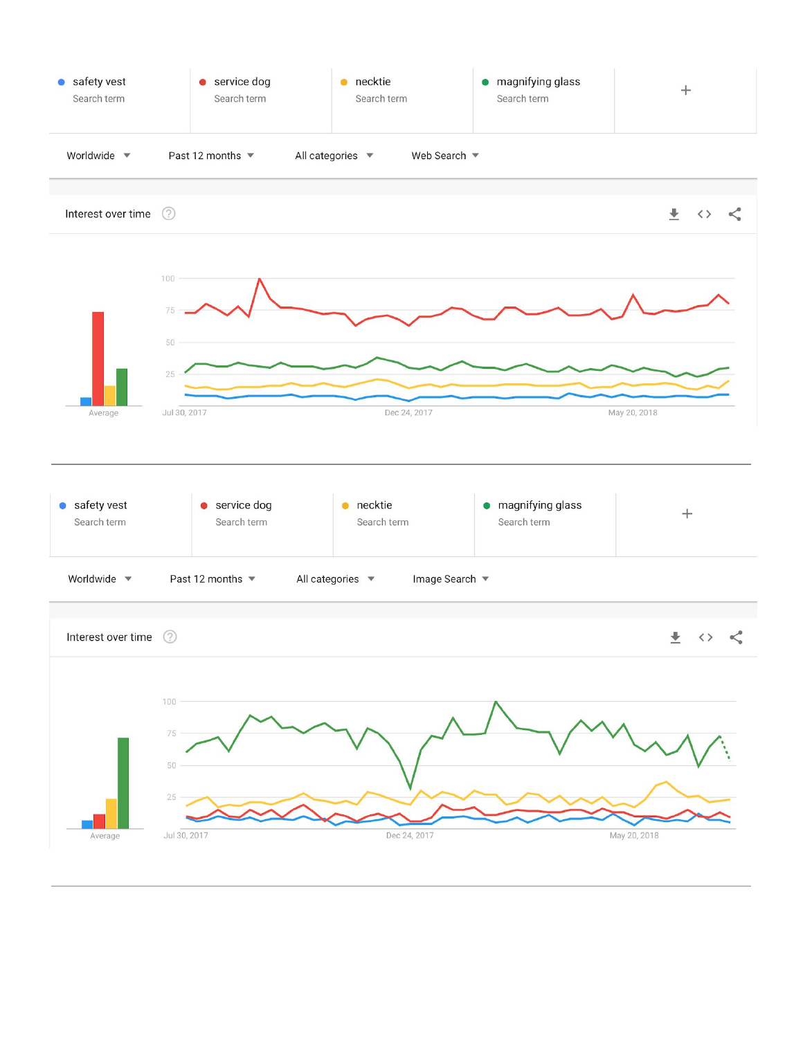safety vest
Search term

service dog
Search term

necktie
Search term

magnifying glass
Search term

Worldwide | Past 12 months | All categories | Web Search

Interest over time

100
75
50
25

Average

Jul 30, 2017 | Dec 24, 2017 | May 20, 2018

---

safety vest
Search term

service dog
Search term

necktie
Search term

magnifying glass
Search term

Worldwide | Past 12 months | All categories | Image Search

Interest over time

100
75
50
25

Average

Jul 30, 2017 | Dec 24, 2017 | May 20, 2018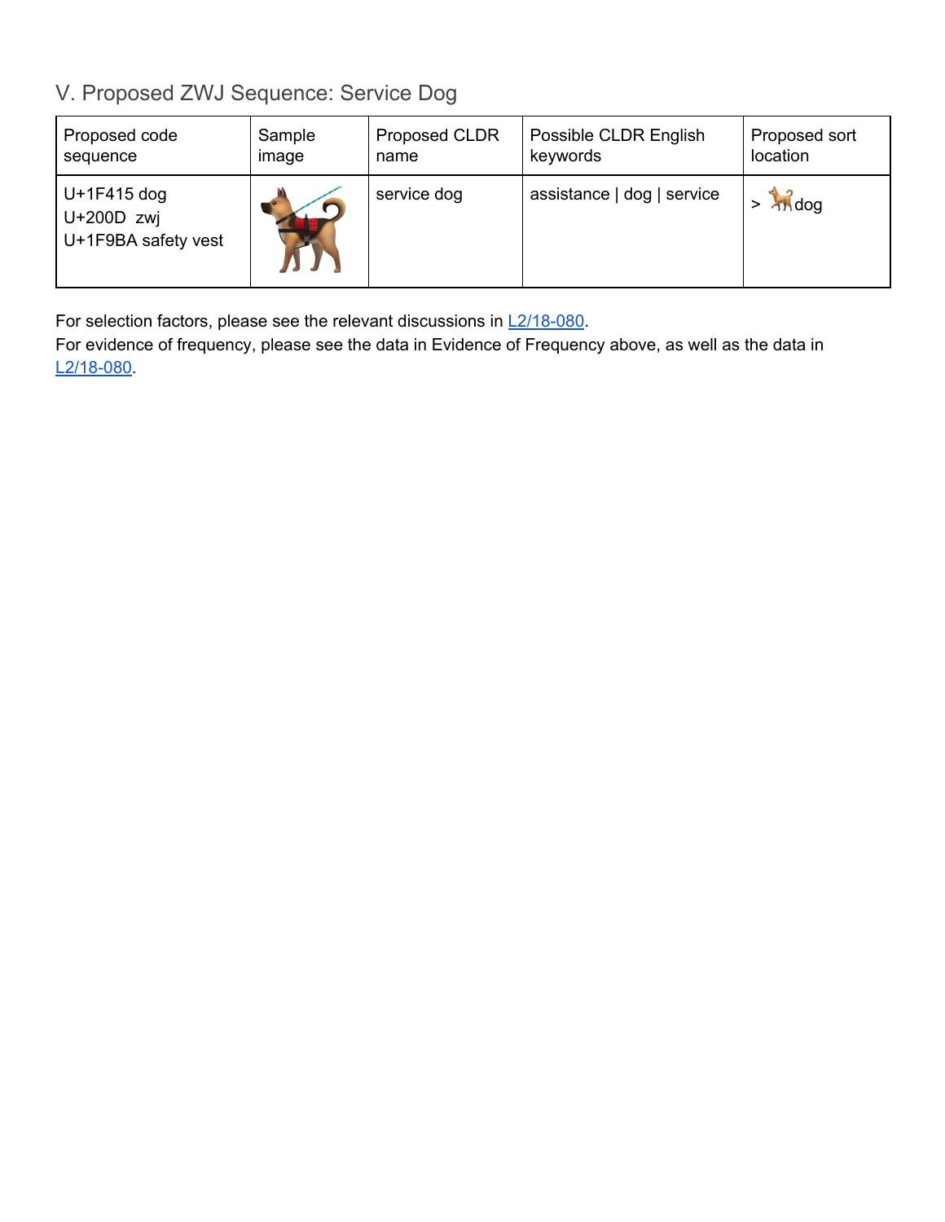## V. Proposed ZWJ Sequence: Service Dog

| Proposed code sequence | Sample image | Proposed CLDR name | Possible CLDR English keywords | Proposed sort location |
|---|---|---|---|---|
| U+1F415 dog<br>U+200D zwj<br>U+1F9BA safety vest | | service dog | assistance \| dog \| service | > 🐕dog |

For selection factors, please see the relevant discussions in [L2/18-080](L2/18-080).
For evidence of frequency, please see the data in Evidence of Frequency above, as well as the data in [L2/18-080](L2/18-080).